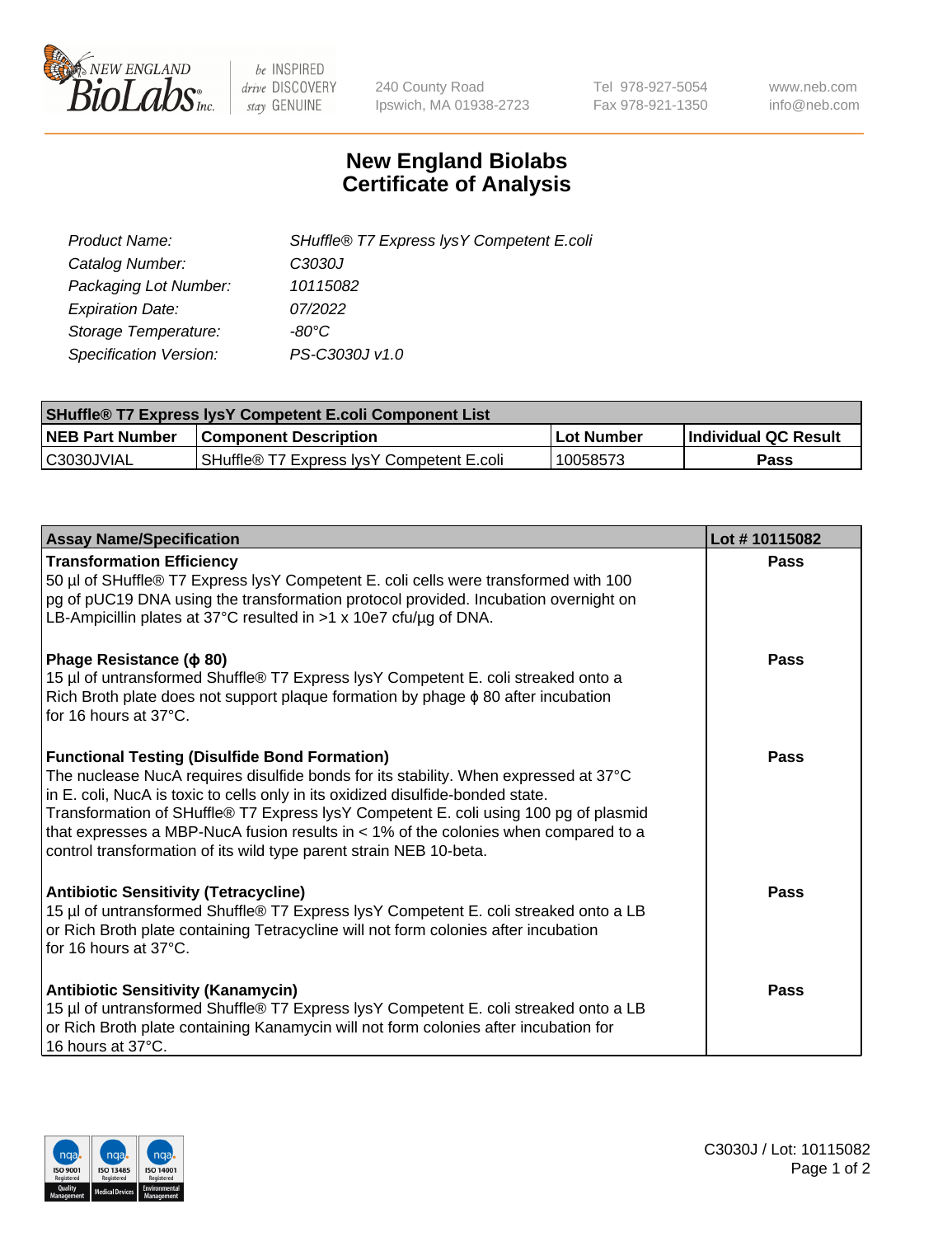# New England Biolabs
# Certificate of Analysis

| | |
|---|---|
| *Product Name:* | *SHuffle® T7 Express lysY Competent E.coli* |
| *Catalog Number:* | *C3030J* |
| *Packaging Lot Number:* | *10115082* |
| *Expiration Date:* | *07/2022* |
| *Storage Temperature:* | *-80°C* |
| *Specification Version:* | *PS-C3030J v1.0* |

| SHuffle® T7 Express lysY Competent E.coli Component List | | | |
|---|---|---|---|
| **NEB Part Number** | **Component Description** | **Lot Number** | **Individual QC Result** |
| C3030JVIAL | SHuffle® T7 Express lysY Competent E.coli | 10058573 | **Pass** |

| Assay Name/Specification | Lot # 10115082 |
|---|---|
| **Transformation Efficiency**<br>50 µl of SHuffle® T7 Express lysY Competent E. coli cells were transformed with 100 pg of pUC19 DNA using the transformation protocol provided. Incubation overnight on LB-Ampicillin plates at 37°C resulted in >1 x 10e7 cfu/µg of DNA. | **Pass** |
| **Phage Resistance (ϕ 80)**<br>15 µl of untransformed Shuffle® T7 Express lysY Competent E. coli streaked onto a Rich Broth plate does not support plaque formation by phage ϕ 80 after incubation for 16 hours at 37°C. | **Pass** |
| **Functional Testing (Disulfide Bond Formation)**<br>The nuclease NucA requires disulfide bonds for its stability. When expressed at 37°C in E. coli, NucA is toxic to cells only in its oxidized disulfide-bonded state. Transformation of SHuffle® T7 Express lysY Competent E. coli using 100 pg of plasmid that expresses a MBP-NucA fusion results in < 1% of the colonies when compared to a control transformation of its wild type parent strain NEB 10-beta. | **Pass** |
| **Antibiotic Sensitivity (Tetracycline)**<br>15 µl of untransformed Shuffle® T7 Express lysY Competent E. coli streaked onto a LB or Rich Broth plate containing Tetracycline will not form colonies after incubation for 16 hours at 37°C. | **Pass** |
| **Antibiotic Sensitivity (Kanamycin)**<br>15 µl of untransformed Shuffle® T7 Express lysY Competent E. coli streaked onto a LB or Rich Broth plate containing Kanamycin will not form colonies after incubation for 16 hours at 37°C. | **Pass** |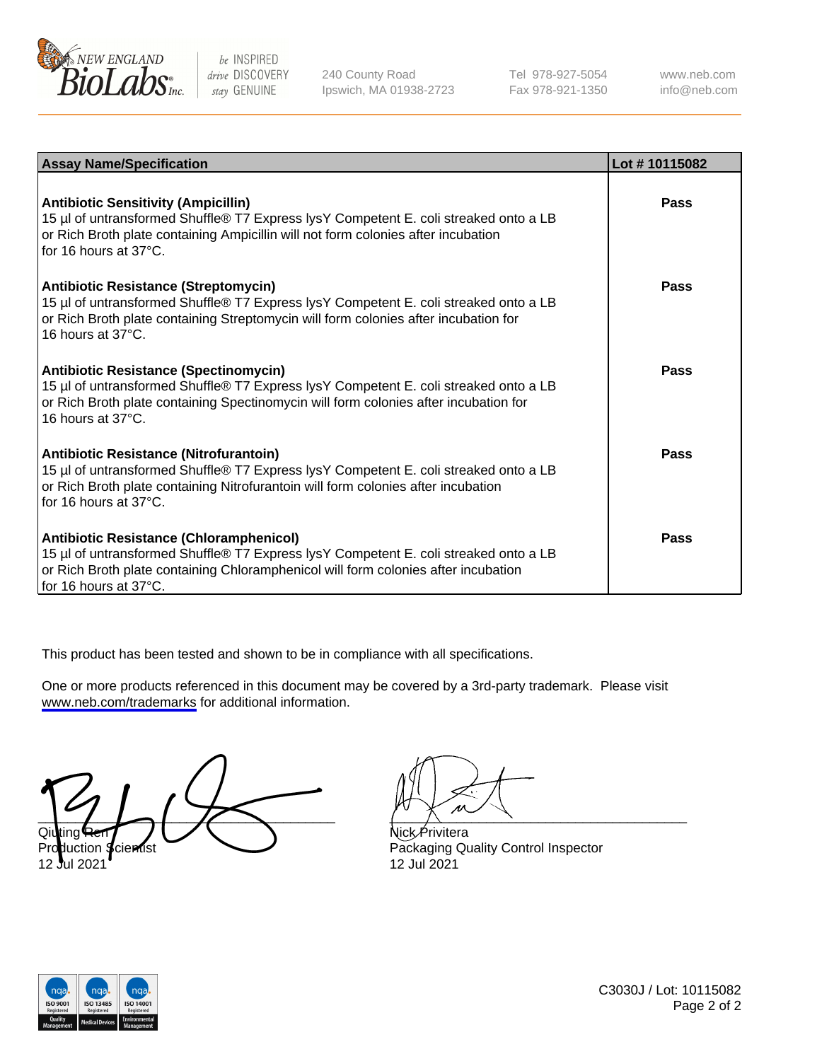| Assay Name/Specification | Lot # 10115082 |
| --- | --- |
| **Antibiotic Sensitivity (Ampicillin)**<br>15 µl of untransformed Shuffle® T7 Express lysY Competent E. coli streaked onto a LB or Rich Broth plate containing Ampicillin will not form colonies after incubation for 16 hours at 37°C. | **Pass** |
| **Antibiotic Resistance (Streptomycin)**<br>15 µl of untransformed Shuffle® T7 Express lysY Competent E. coli streaked onto a LB or Rich Broth plate containing Streptomycin will form colonies after incubation for 16 hours at 37°C. | **Pass** |
| **Antibiotic Resistance (Spectinomycin)**<br>15 µl of untransformed Shuffle® T7 Express lysY Competent E. coli streaked onto a LB or Rich Broth plate containing Spectinomycin will form colonies after incubation for 16 hours at 37°C. | **Pass** |
| **Antibiotic Resistance (Nitrofurantoin)**<br>15 µl of untransformed Shuffle® T7 Express lysY Competent E. coli streaked onto a LB or Rich Broth plate containing Nitrofurantoin will form colonies after incubation for 16 hours at 37°C. | **Pass** |
| **Antibiotic Resistance (Chloramphenicol)**<br>15 µl of untransformed Shuffle® T7 Express lysY Competent E. coli streaked onto a LB or Rich Broth plate containing Chloramphenicol will form colonies after incubation for 16 hours at 37°C. | **Pass** |

This product has been tested and shown to be in compliance with all specifications.

One or more products referenced in this document may be covered by a 3rd-party trademark. Please visit www.neb.com/trademarks for additional information.

Qiuting Ren
Production Scientist
12 Jul 2021

Nick Privitera
Packaging Quality Control Inspector
12 Jul 2021

C3030J / Lot: 10115082